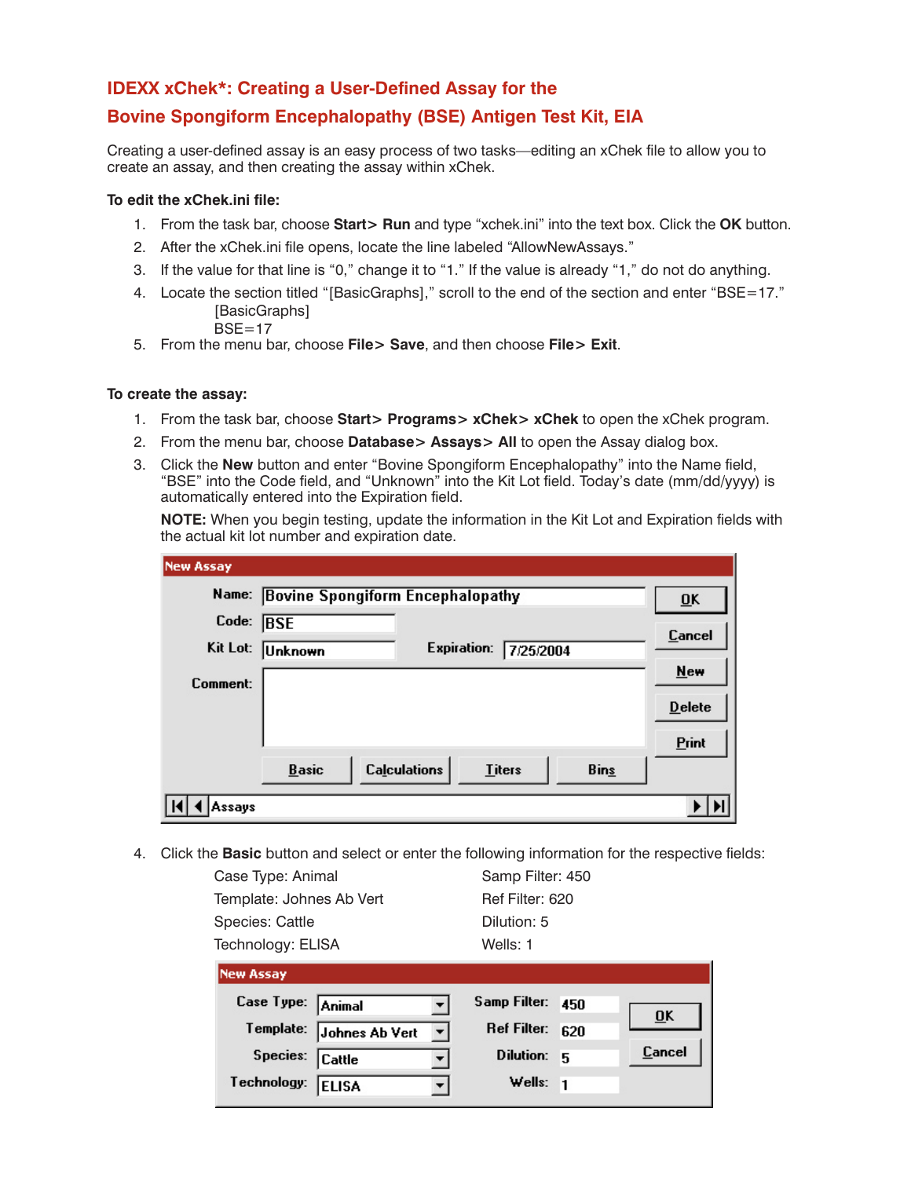# IDEXX xChek*: Creating a User-Defined Assay for the Bovine Spongiform Encephalopathy (BSE) Antigen Test Kit, EIA

Creating a user-defined assay is an easy process of two tasks—editing an xChek file to allow you to create an assay, and then creating the assay within xChek.

**To edit the xChek.ini file:**

1. From the task bar, choose **Start> Run** and type "xchek.ini" into the text box. Click the **OK** button.
2. After the xChek.ini file opens, locate the line labeled "AllowNewAssays."
3. If the value for that line is "0," change it to "1." If the value is already "1," do not do anything.
4. Locate the section titled "[BasicGraphs]," scroll to the end of the section and enter "BSE=17."

   [BasicGraphs]
   BSE=17
5. From the menu bar, choose **File> Save**, and then choose **File> Exit**.

**To create the assay:**

1. From the task bar, choose **Start> Programs> xChek> xChek** to open the xChek program.
2. From the menu bar, choose **Database> Assays> All** to open the Assay dialog box.
3. Click the **New** button and enter "Bovine Spongiform Encephalopathy" into the Name field, "BSE" into the Code field, and "Unknown" into the Kit Lot field. Today's date (mm/dd/yyyy) is automatically entered into the Expiration field.

   **NOTE:** When you begin testing, update the information in the Kit Lot and Expiration fields with the actual kit lot number and expiration date.

   **New Assay**

   | | | | |
   |---|---|---|---|
   | Name: | Bovine Spongiform Encephalopathy | | |
   | Code: | BSE | | |
   | Kit Lot: | Unknown | Expiration: | 7/25/2004 |
   | Comment: | | | |

   Buttons: OK, Cancel, New, Delete, Print, Basic, Calculations, Titers, Bins — Assays

4. Click the **Basic** button and select or enter the following information for the respective fields:

   Case Type: Animal
   Template: Johnes Ab Vert
   Species: Cattle
   Technology: ELISA
   Samp Filter: 450
   Ref Filter: 620
   Dilution: 5
   Wells: 1

   **New Assay**

   | | | | |
   |---|---|---|---|
   | Case Type: | Animal | Samp Filter: | 450 |
   | Template: | Johnes Ab Vert | Ref Filter: | 620 |
   | Species: | Cattle | Dilution: | 5 |
   | Technology: | ELISA | Wells: | 1 |

   Buttons: OK, Cancel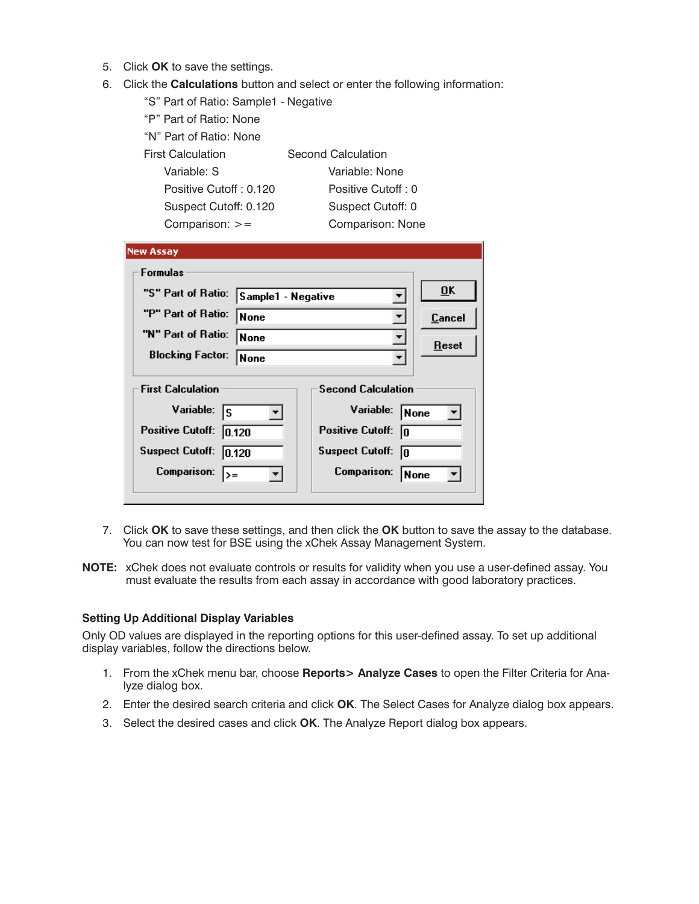5. Click **OK** to save the settings.
6. Click the **Calculations** button and select or enter the following information:

   "S" Part of Ratio: Sample1 - Negative
   "P" Part of Ratio: None
   "N" Part of Ratio: None

   | First Calculation | Second Calculation |
   |---|---|
   | Variable: S | Variable: None |
   | Positive Cutoff : 0.120 | Positive Cutoff : 0 |
   | Suspect Cutoff: 0.120 | Suspect Cutoff: 0 |
   | Comparison: >= | Comparison: None |

   **New Assay**

   Formulas
   - "S" Part of Ratio: Sample1 - Negative
   - "P" Part of Ratio: None
   - "N" Part of Ratio: None
   - Blocking Factor: None

   OK | Cancel | Reset

   | First Calculation | | Second Calculation | |
   |---|---|---|---|
   | Variable: | S | Variable: | None |
   | Positive Cutoff: | 0.120 | Positive Cutoff: | 0 |
   | Suspect Cutoff: | 0.120 | Suspect Cutoff: | 0 |
   | Comparison: | >= | Comparison: | None |

7. Click **OK** to save these settings, and then click the **OK** button to save the assay to the database. You can now test for BSE using the xChek Assay Management System.

**NOTE:** xChek does not evaluate controls or results for validity when you use a user-defined assay. You must evaluate the results from each assay in accordance with good laboratory practices.

### Setting Up Additional Display Variables

Only OD values are displayed in the reporting options for this user-defined assay. To set up additional display variables, follow the directions below.

1. From the xChek menu bar, choose **Reports> Analyze Cases** to open the Filter Criteria for Analyze dialog box.
2. Enter the desired search criteria and click **OK**. The Select Cases for Analyze dialog box appears.
3. Select the desired cases and click **OK**. The Analyze Report dialog box appears.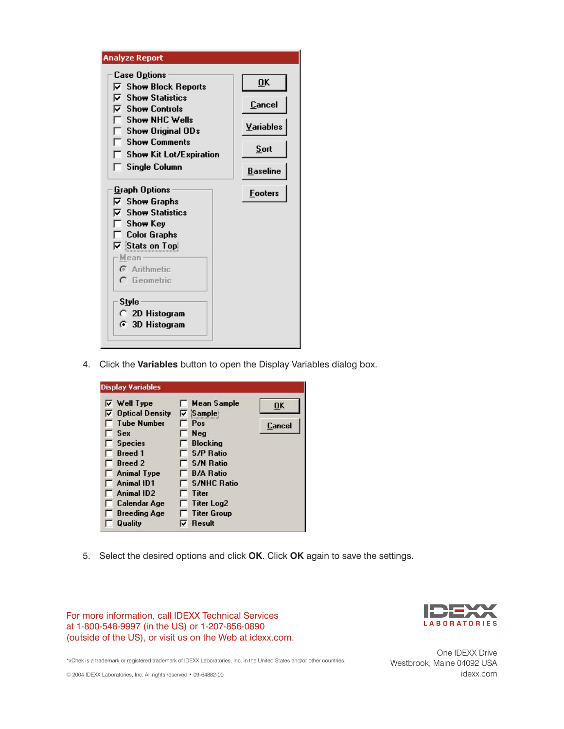4. Click the **Variables** button to open the Display Variables dialog box.

5. Select the desired options and click **OK**. Click **OK** again to save the settings.

For more information, call IDEXX Technical Services at 1-800-548-9997 (in the US) or 1-207-856-0890 (outside of the US), or visit us on the Web at idexx.com.

IDEXX LABORATORIES

One IDEXX Drive
Westbrook, Maine 04092 USA
idexx.com

*xChek is a trademark or registered trademark of IDEXX Laboratories, Inc. in the United States and/or other countries.

© 2004 IDEXX Laboratories, Inc. All rights reserved. • 09-64882-00